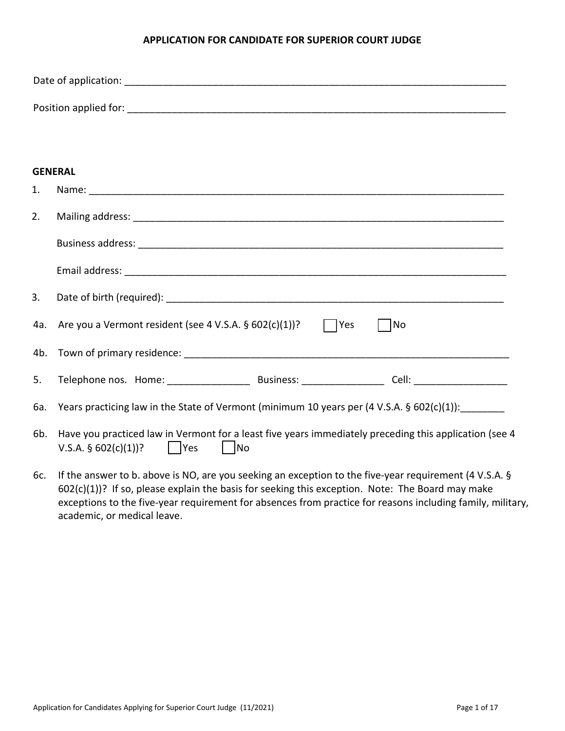# APPLICATION FOR CANDIDATE FOR SUPERIOR COURT JUDGE

Date of application: ___________________________________________________________________________

Position applied for: ___________________________________________________________________________

## GENERAL

1. Name: ___________________________________________________________________________

2. Mailing address: ___________________________________________________________________________

   Business address: ___________________________________________________________________________

   Email address: ___________________________________________________________________________

3. Date of birth (required): ___________________________________________________________________

4a. Are you a Vermont resident (see 4 V.S.A. § 602(c)(1))? ☐ Yes ☐ No

4b. Town of primary residence: ___________________________________________________________________

5. Telephone nos. Home: _______________ Business: _______________ Cell: _________________

6a. Years practicing law in the State of Vermont (minimum 10 years per (4 V.S.A. § 602(c)(1)):________

6b. Have you practiced law in Vermont for a least five years immediately preceding this application (see 4 V.S.A. § 602(c)(1))? ☐ Yes ☐ No

6c. If the answer to b. above is NO, are you seeking an exception to the five-year requirement (4 V.S.A. § 602(c)(1))? If so, please explain the basis for seeking this exception. Note: The Board may make exceptions to the five-year requirement for absences from practice for reasons including family, military, academic, or medical leave.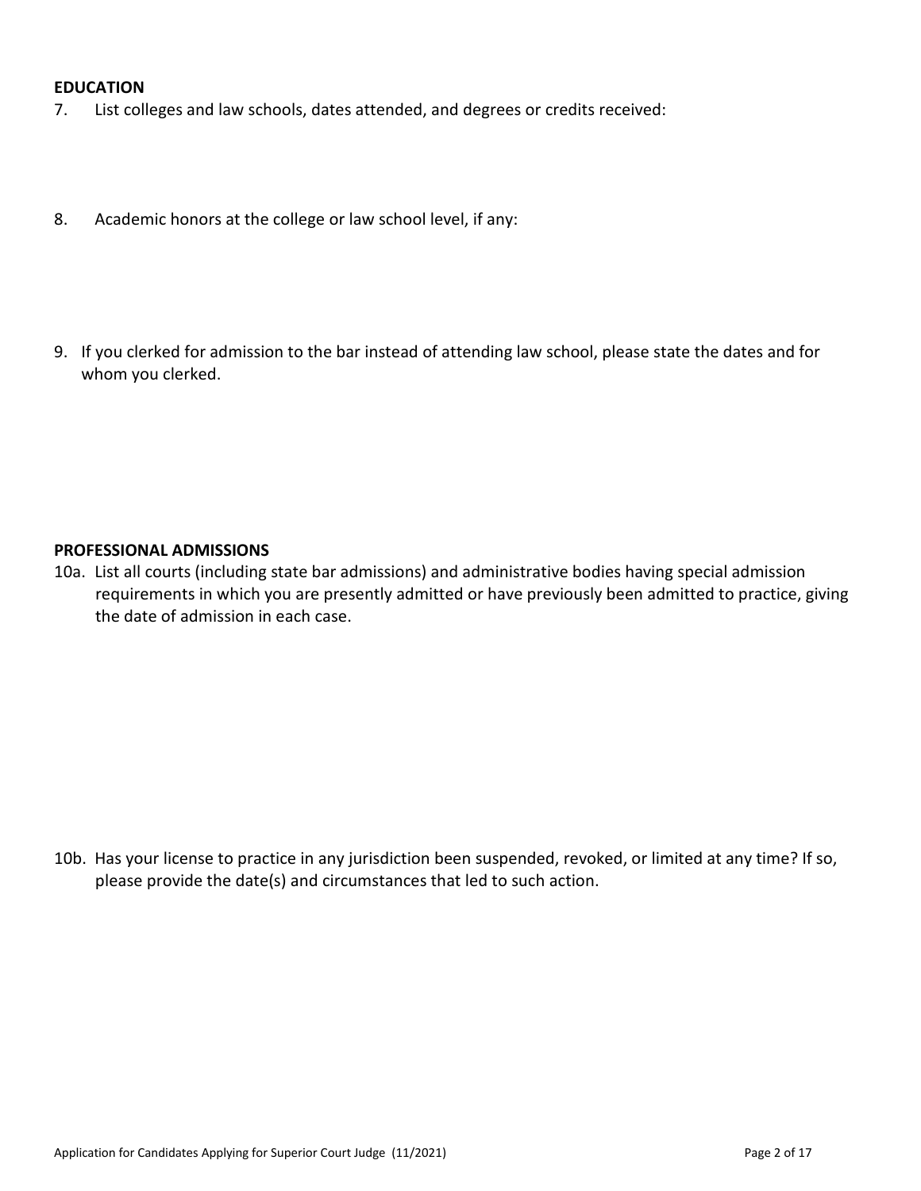**EDUCATION**

7. List colleges and law schools, dates attended, and degrees or credits received:

8. Academic honors at the college or law school level, if any:

9. If you clerked for admission to the bar instead of attending law school, please state the dates and for whom you clerked.

**PROFESSIONAL ADMISSIONS**

10a. List all courts (including state bar admissions) and administrative bodies having special admission requirements in which you are presently admitted or have previously been admitted to practice, giving the date of admission in each case.

10b. Has your license to practice in any jurisdiction been suspended, revoked, or limited at any time? If so, please provide the date(s) and circumstances that led to such action.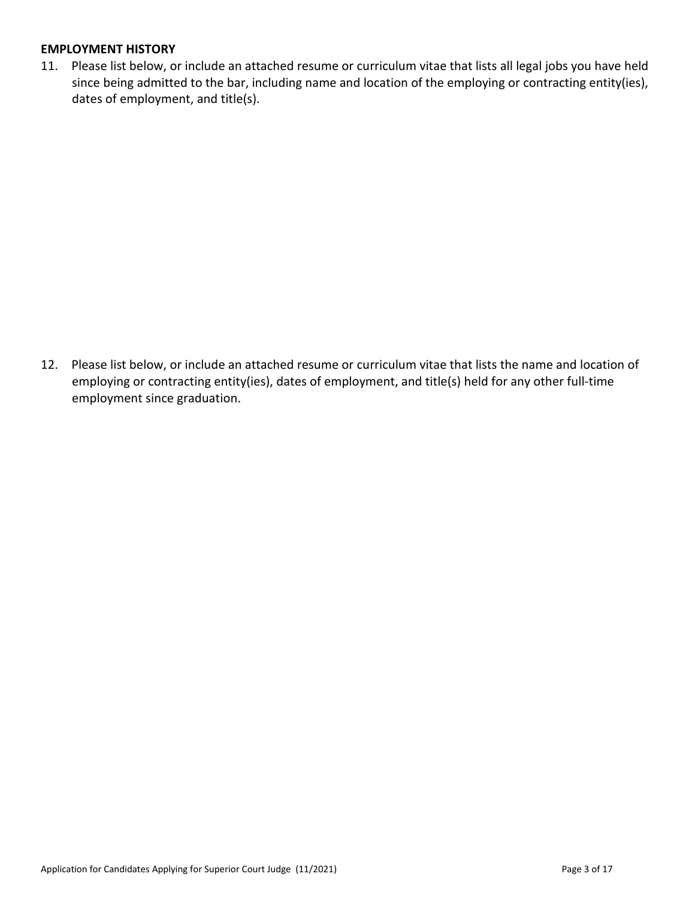**EMPLOYMENT HISTORY**

11. Please list below, or include an attached resume or curriculum vitae that lists all legal jobs you have held since being admitted to the bar, including name and location of the employing or contracting entity(ies), dates of employment, and title(s).

12. Please list below, or include an attached resume or curriculum vitae that lists the name and location of employing or contracting entity(ies), dates of employment, and title(s) held for any other full-time employment since graduation.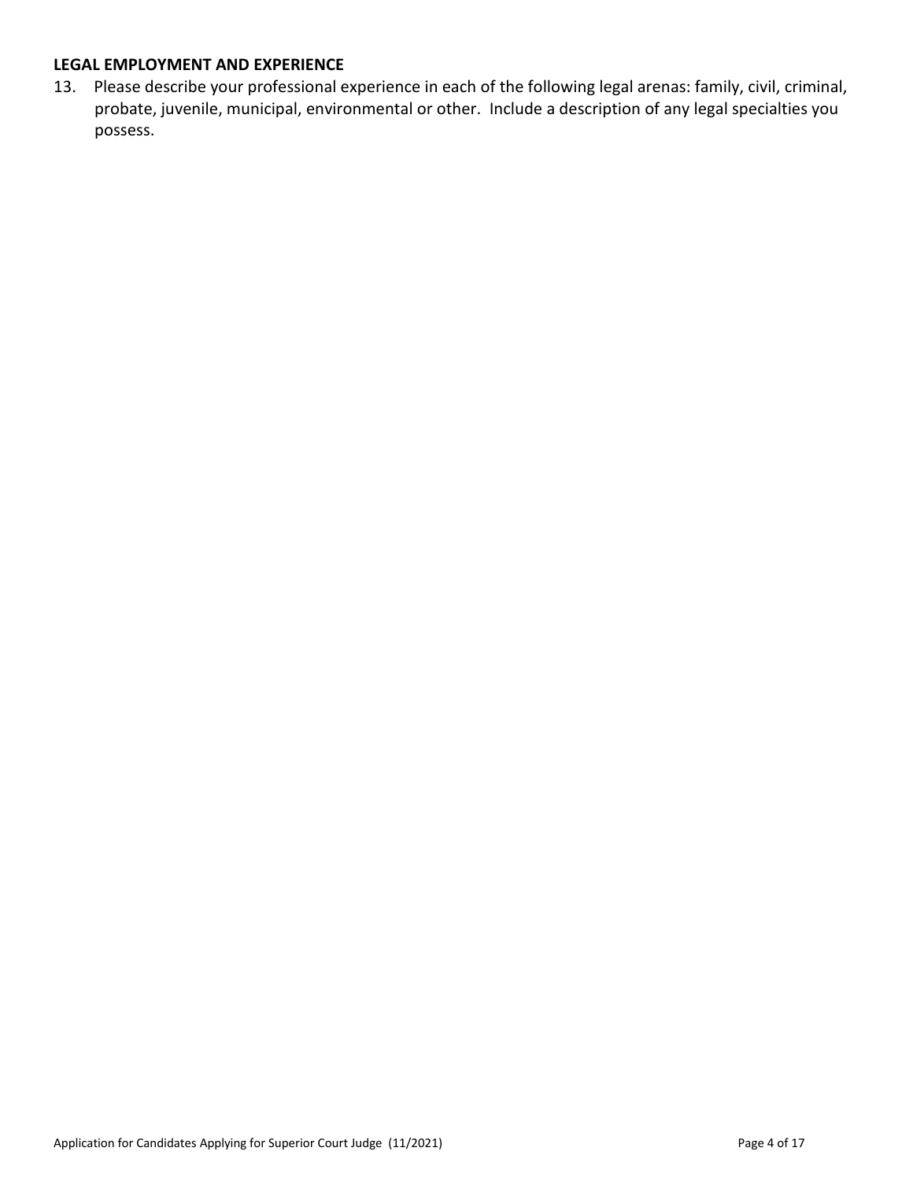**LEGAL EMPLOYMENT AND EXPERIENCE**

13. Please describe your professional experience in each of the following legal arenas: family, civil, criminal, probate, juvenile, municipal, environmental or other. Include a description of any legal specialties you possess.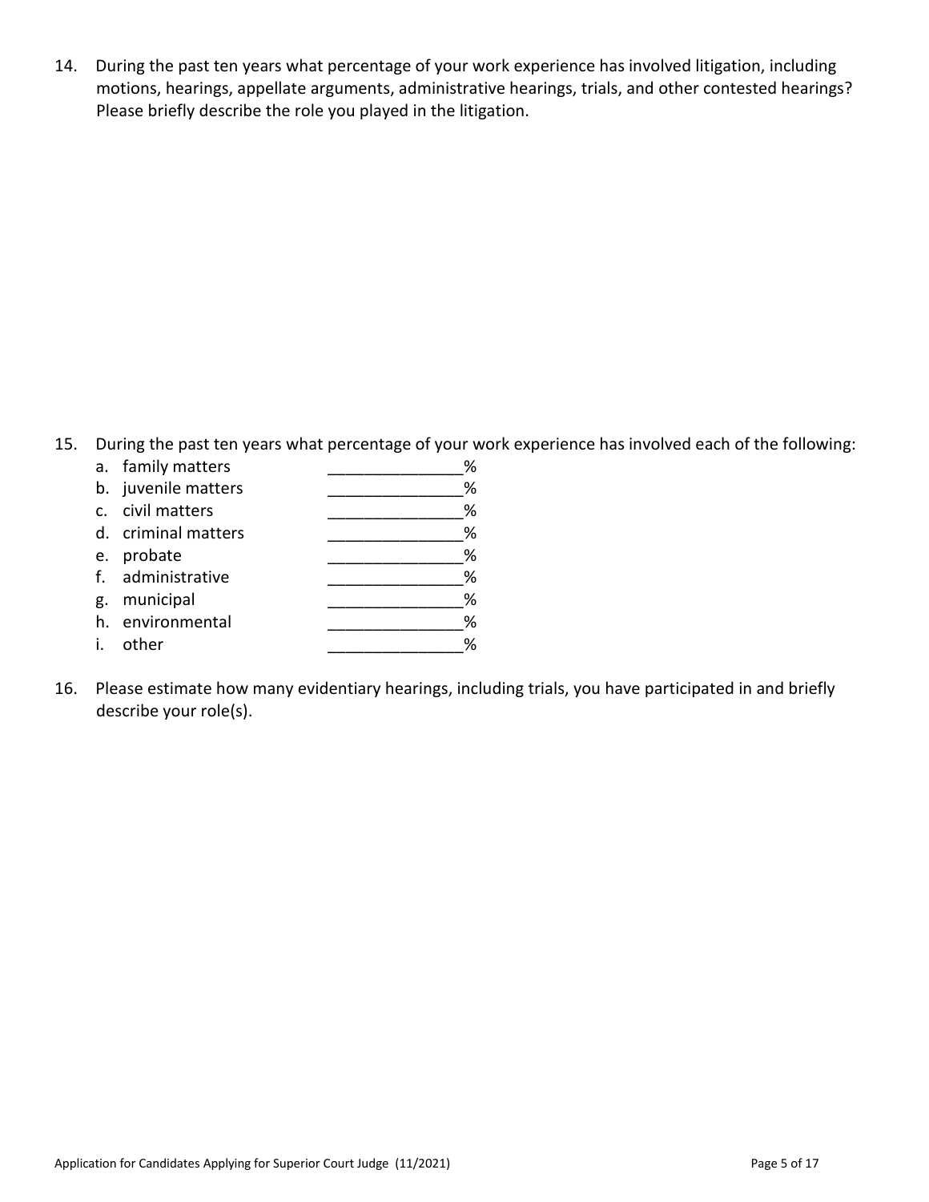14. During the past ten years what percentage of your work experience has involved litigation, including motions, hearings, appellate arguments, administrative hearings, trials, and other contested hearings? Please briefly describe the role you played in the litigation.

15. During the past ten years what percentage of your work experience has involved each of the following:
    a. family matters _______________%
    b. juvenile matters _______________%
    c. civil matters _______________%
    d. criminal matters _______________%
    e. probate _______________%
    f. administrative _______________%
    g. municipal _______________%
    h. environmental _______________%
    i. other _______________%

16. Please estimate how many evidentiary hearings, including trials, you have participated in and briefly describe your role(s).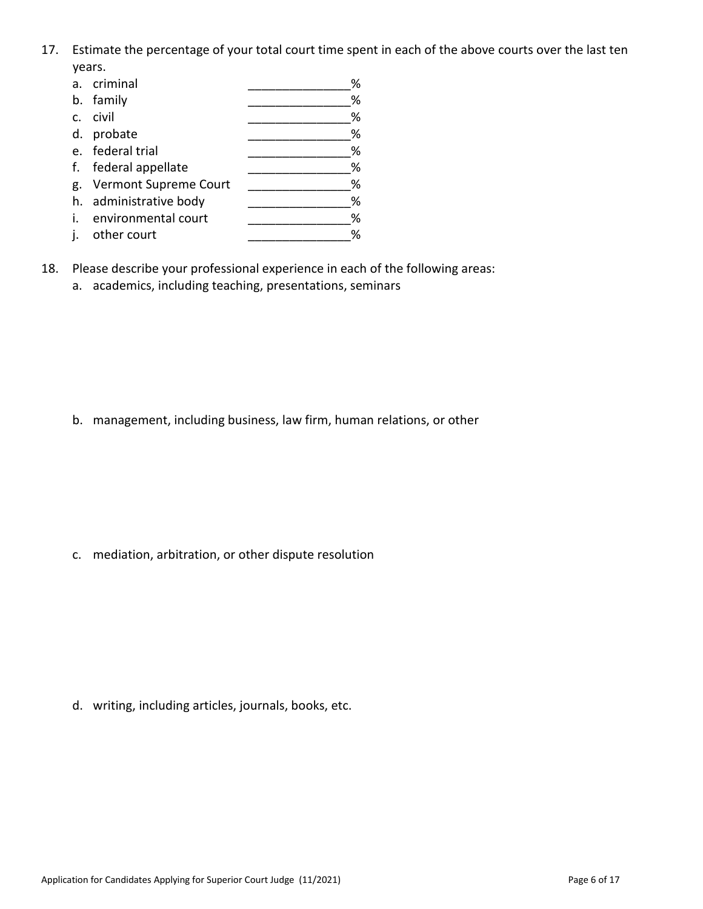17. Estimate the percentage of your total court time spent in each of the above courts over the last ten years.
    a. criminal _______________%
    b. family _______________%
    c. civil _______________%
    d. probate _______________%
    e. federal trial _______________%
    f. federal appellate _______________%
    g. Vermont Supreme Court _______________%
    h. administrative body _______________%
    i. environmental court _______________%
    j. other court _______________%

18. Please describe your professional experience in each of the following areas:
    a. academics, including teaching, presentations, seminars

    b. management, including business, law firm, human relations, or other

    c. mediation, arbitration, or other dispute resolution

    d. writing, including articles, journals, books, etc.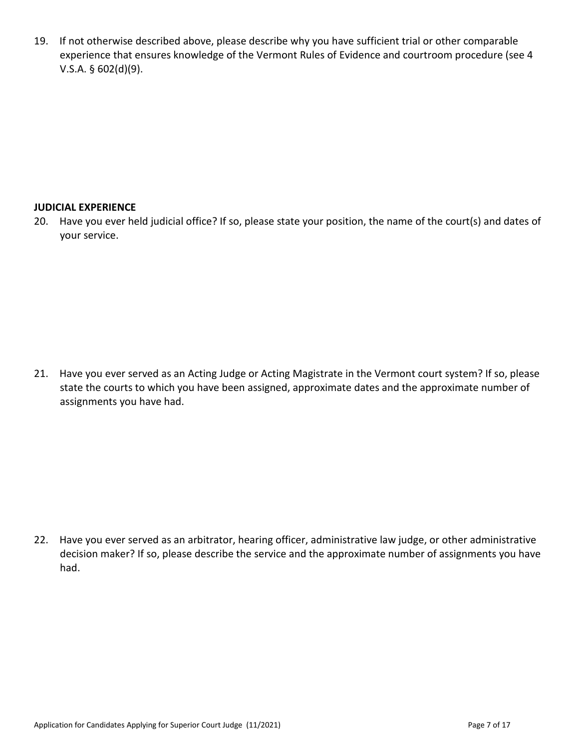19. If not otherwise described above, please describe why you have sufficient trial or other comparable experience that ensures knowledge of the Vermont Rules of Evidence and courtroom procedure (see 4 V.S.A. § 602(d)(9).

**JUDICIAL EXPERIENCE**

20. Have you ever held judicial office? If so, please state your position, the name of the court(s) and dates of your service.

21. Have you ever served as an Acting Judge or Acting Magistrate in the Vermont court system? If so, please state the courts to which you have been assigned, approximate dates and the approximate number of assignments you have had.

22. Have you ever served as an arbitrator, hearing officer, administrative law judge, or other administrative decision maker? If so, please describe the service and the approximate number of assignments you have had.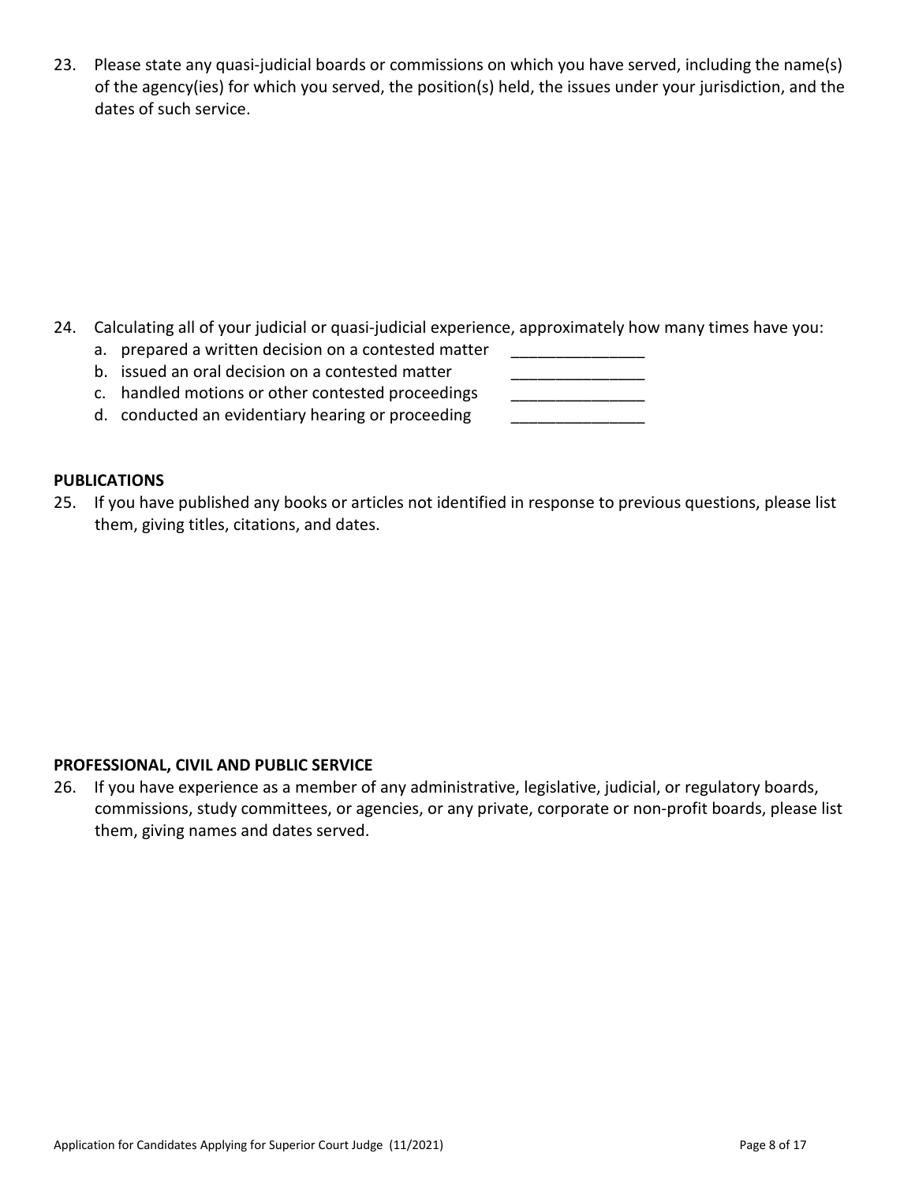23. Please state any quasi-judicial boards or commissions on which you have served, including the name(s) of the agency(ies) for which you served, the position(s) held, the issues under your jurisdiction, and the dates of such service.

24. Calculating all of your judicial or quasi-judicial experience, approximately how many times have you:
    a. prepared a written decision on a contested matter _______________
    b. issued an oral decision on a contested matter _______________
    c. handled motions or other contested proceedings _______________
    d. conducted an evidentiary hearing or proceeding _______________

**PUBLICATIONS**

25. If you have published any books or articles not identified in response to previous questions, please list them, giving titles, citations, and dates.

**PROFESSIONAL, CIVIL AND PUBLIC SERVICE**

26. If you have experience as a member of any administrative, legislative, judicial, or regulatory boards, commissions, study committees, or agencies, or any private, corporate or non-profit boards, please list them, giving names and dates served.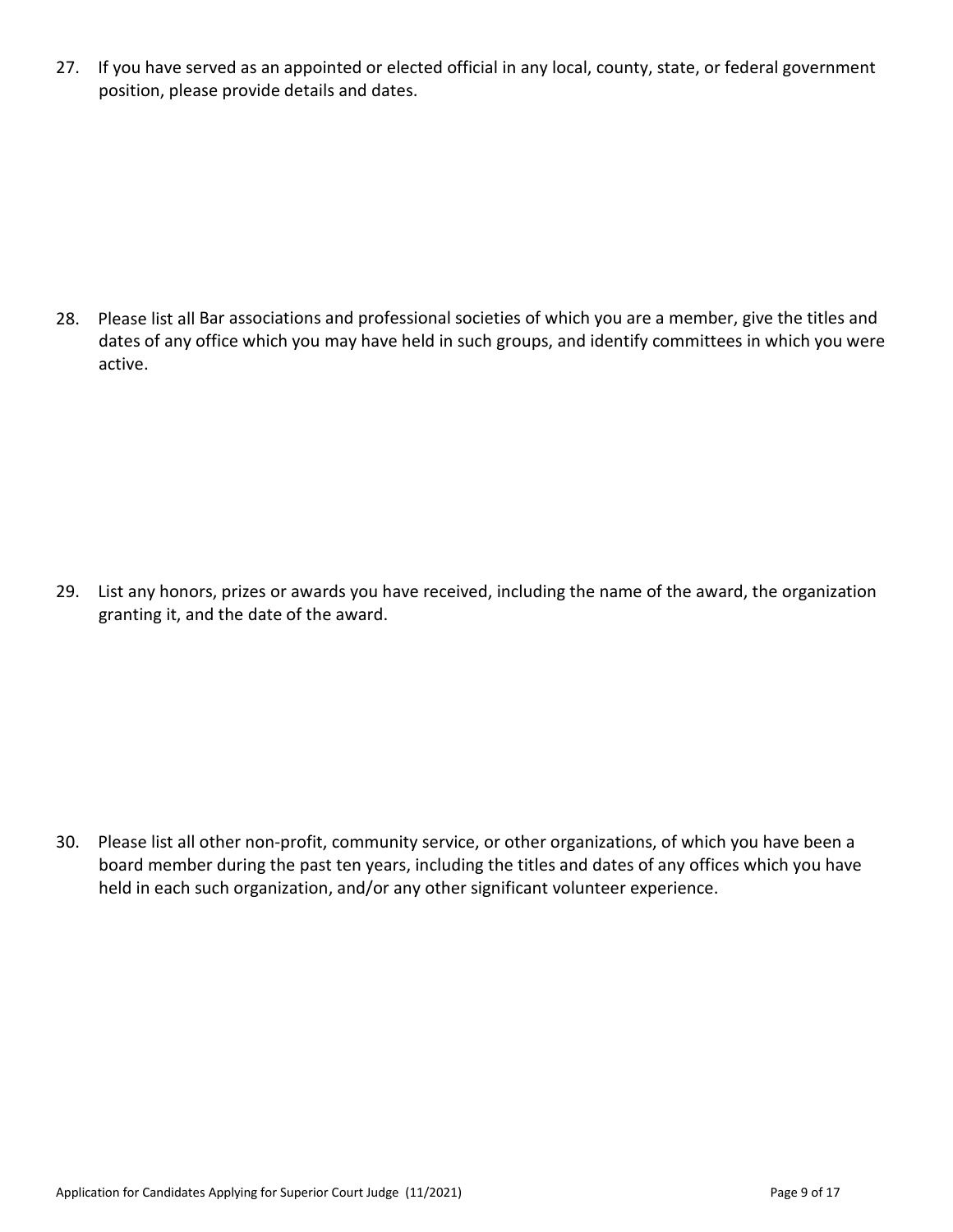27. If you have served as an appointed or elected official in any local, county, state, or federal government position, please provide details and dates.

28. Please list all Bar associations and professional societies of which you are a member, give the titles and dates of any office which you may have held in such groups, and identify committees in which you were active.

29. List any honors, prizes or awards you have received, including the name of the award, the organization granting it, and the date of the award.

30. Please list all other non-profit, community service, or other organizations, of which you have been a board member during the past ten years, including the titles and dates of any offices which you have held in each such organization, and/or any other significant volunteer experience.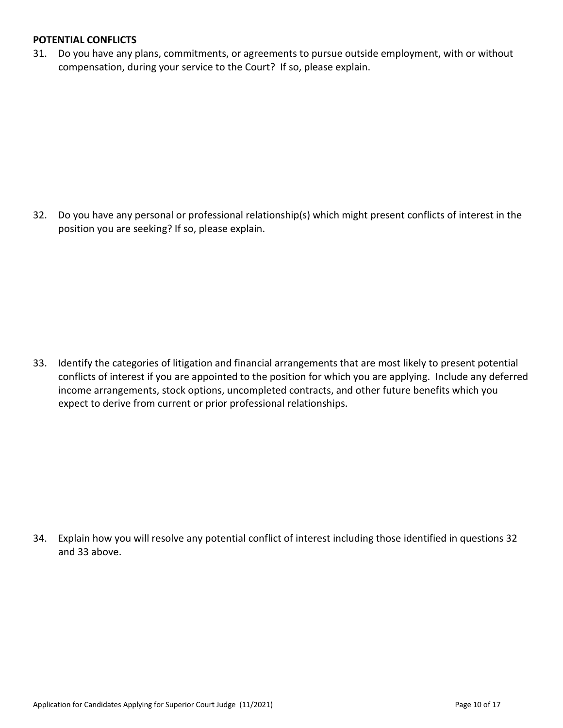**POTENTIAL CONFLICTS**

31. Do you have any plans, commitments, or agreements to pursue outside employment, with or without compensation, during your service to the Court? If so, please explain.

32. Do you have any personal or professional relationship(s) which might present conflicts of interest in the position you are seeking? If so, please explain.

33. Identify the categories of litigation and financial arrangements that are most likely to present potential conflicts of interest if you are appointed to the position for which you are applying. Include any deferred income arrangements, stock options, uncompleted contracts, and other future benefits which you expect to derive from current or prior professional relationships.

34. Explain how you will resolve any potential conflict of interest including those identified in questions 32 and 33 above.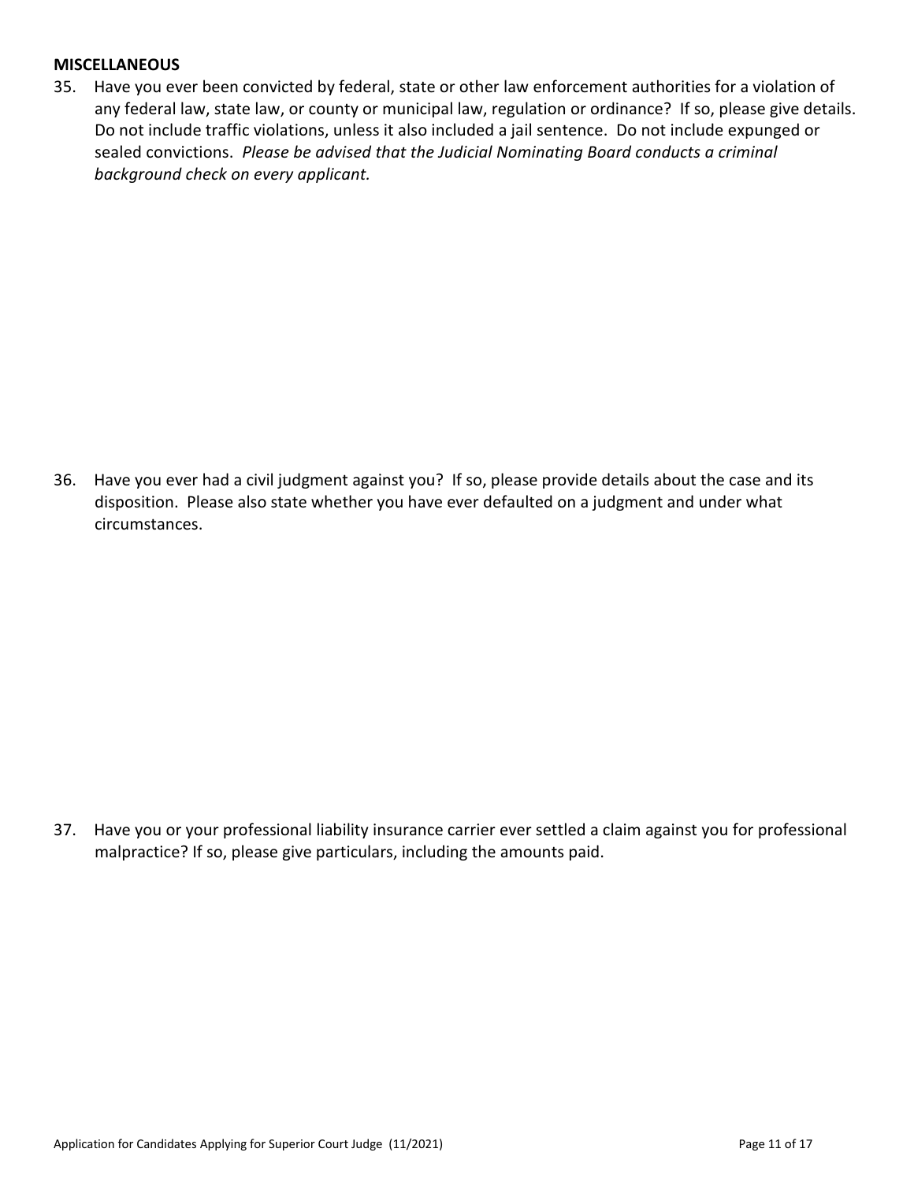**MISCELLANEOUS**

35. Have you ever been convicted by federal, state or other law enforcement authorities for a violation of any federal law, state law, or county or municipal law, regulation or ordinance? If so, please give details. Do not include traffic violations, unless it also included a jail sentence. Do not include expunged or sealed convictions. *Please be advised that the Judicial Nominating Board conducts a criminal background check on every applicant.*

36. Have you ever had a civil judgment against you? If so, please provide details about the case and its disposition. Please also state whether you have ever defaulted on a judgment and under what circumstances.

37. Have you or your professional liability insurance carrier ever settled a claim against you for professional malpractice? If so, please give particulars, including the amounts paid.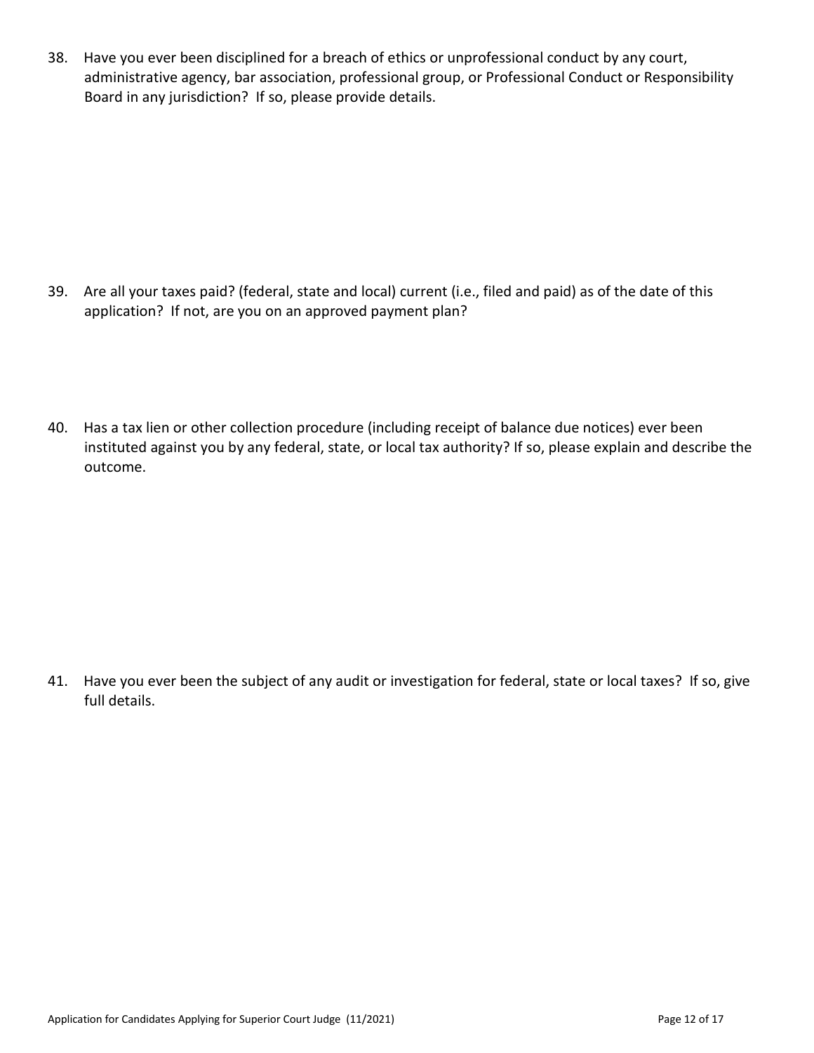38. Have you ever been disciplined for a breach of ethics or unprofessional conduct by any court, administrative agency, bar association, professional group, or Professional Conduct or Responsibility Board in any jurisdiction? If so, please provide details.

39. Are all your taxes paid? (federal, state and local) current (i.e., filed and paid) as of the date of this application? If not, are you on an approved payment plan?

40. Has a tax lien or other collection procedure (including receipt of balance due notices) ever been instituted against you by any federal, state, or local tax authority? If so, please explain and describe the outcome.

41. Have you ever been the subject of any audit or investigation for federal, state or local taxes? If so, give full details.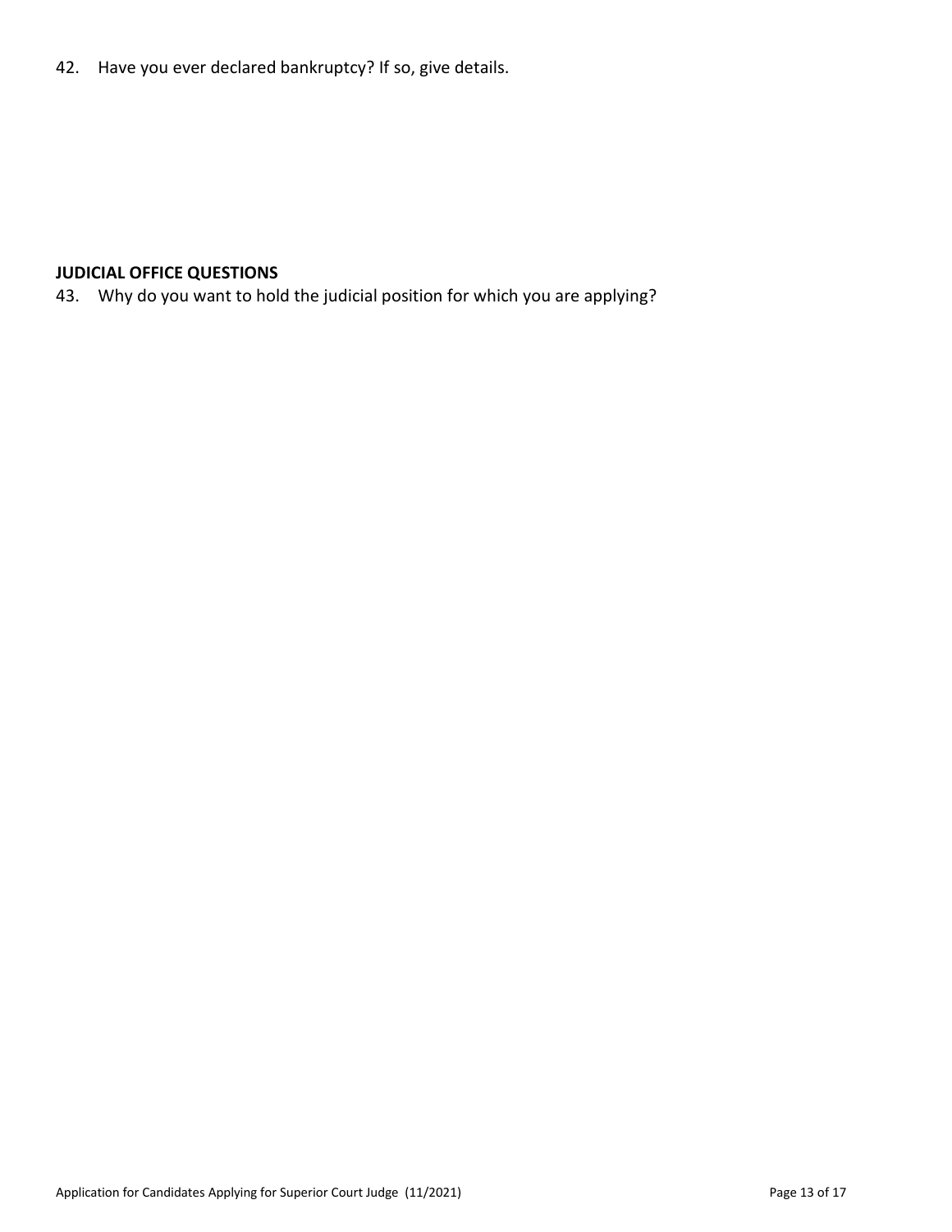42. Have you ever declared bankruptcy? If so, give details.

**JUDICIAL OFFICE QUESTIONS**

43. Why do you want to hold the judicial position for which you are applying?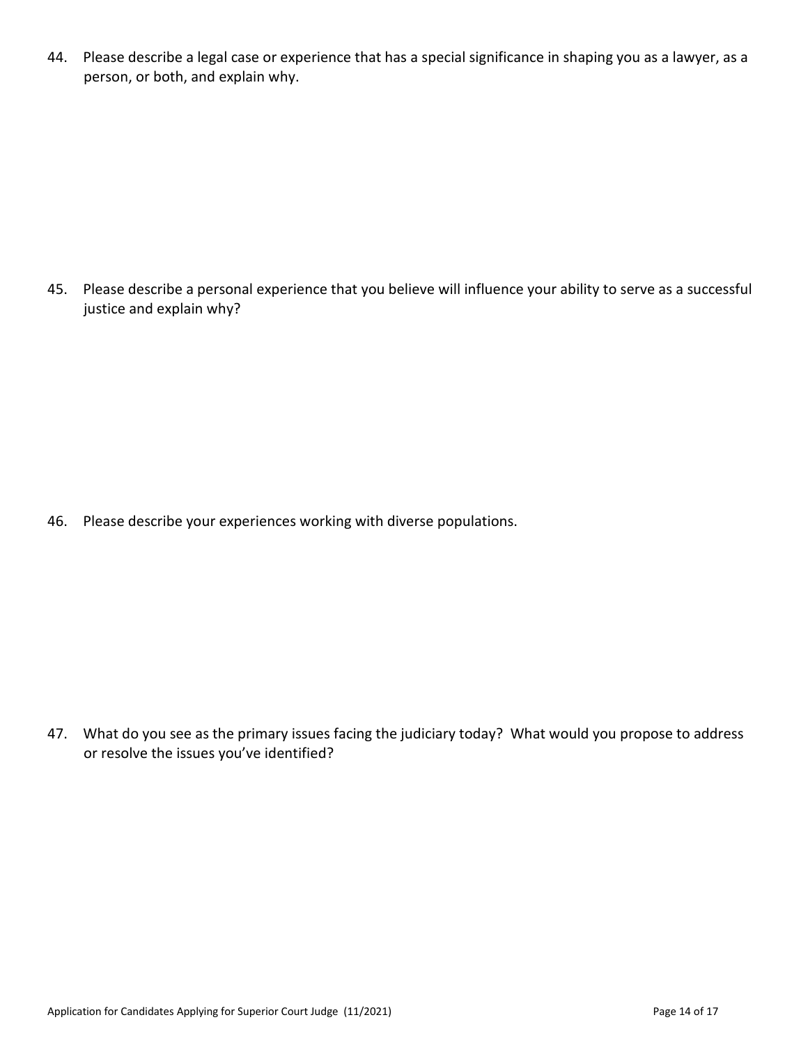44. Please describe a legal case or experience that has a special significance in shaping you as a lawyer, as a person, or both, and explain why.

45. Please describe a personal experience that you believe will influence your ability to serve as a successful justice and explain why?

46. Please describe your experiences working with diverse populations.

47. What do you see as the primary issues facing the judiciary today? What would you propose to address or resolve the issues you've identified?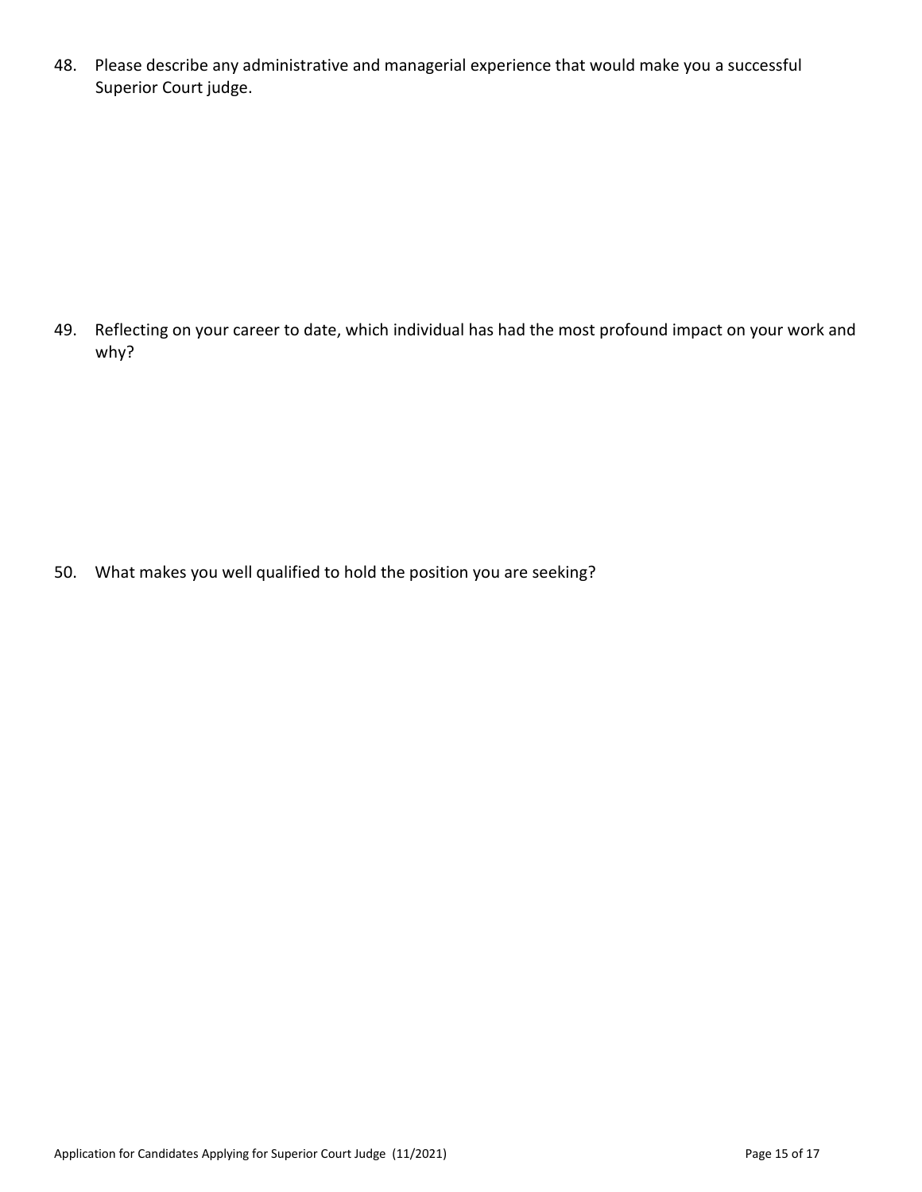48. Please describe any administrative and managerial experience that would make you a successful Superior Court judge.

49. Reflecting on your career to date, which individual has had the most profound impact on your work and why?

50. What makes you well qualified to hold the position you are seeking?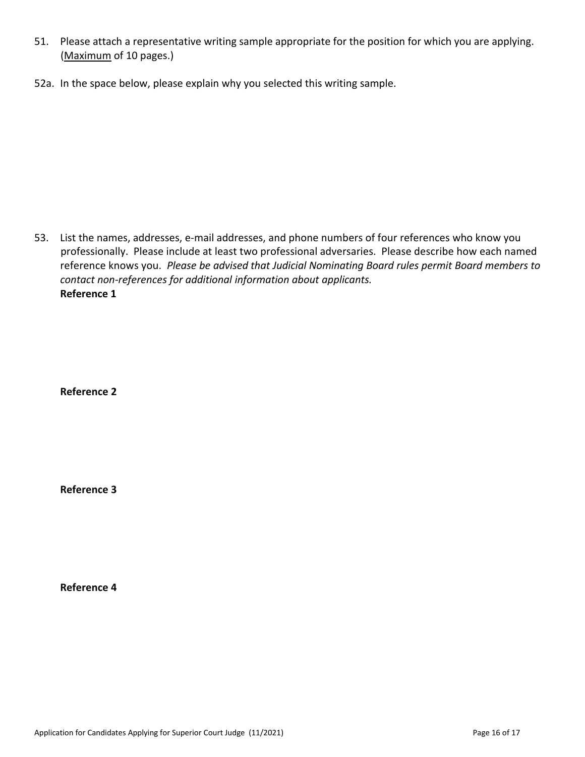51. Please attach a representative writing sample appropriate for the position for which you are applying. (Maximum of 10 pages.)

52a. In the space below, please explain why you selected this writing sample.

53. List the names, addresses, e-mail addresses, and phone numbers of four references who know you professionally. Please include at least two professional adversaries. Please describe how each named reference knows you. *Please be advised that Judicial Nominating Board rules permit Board members to contact non-references for additional information about applicants.*

**Reference 1**

**Reference 2**

**Reference 3**

**Reference 4**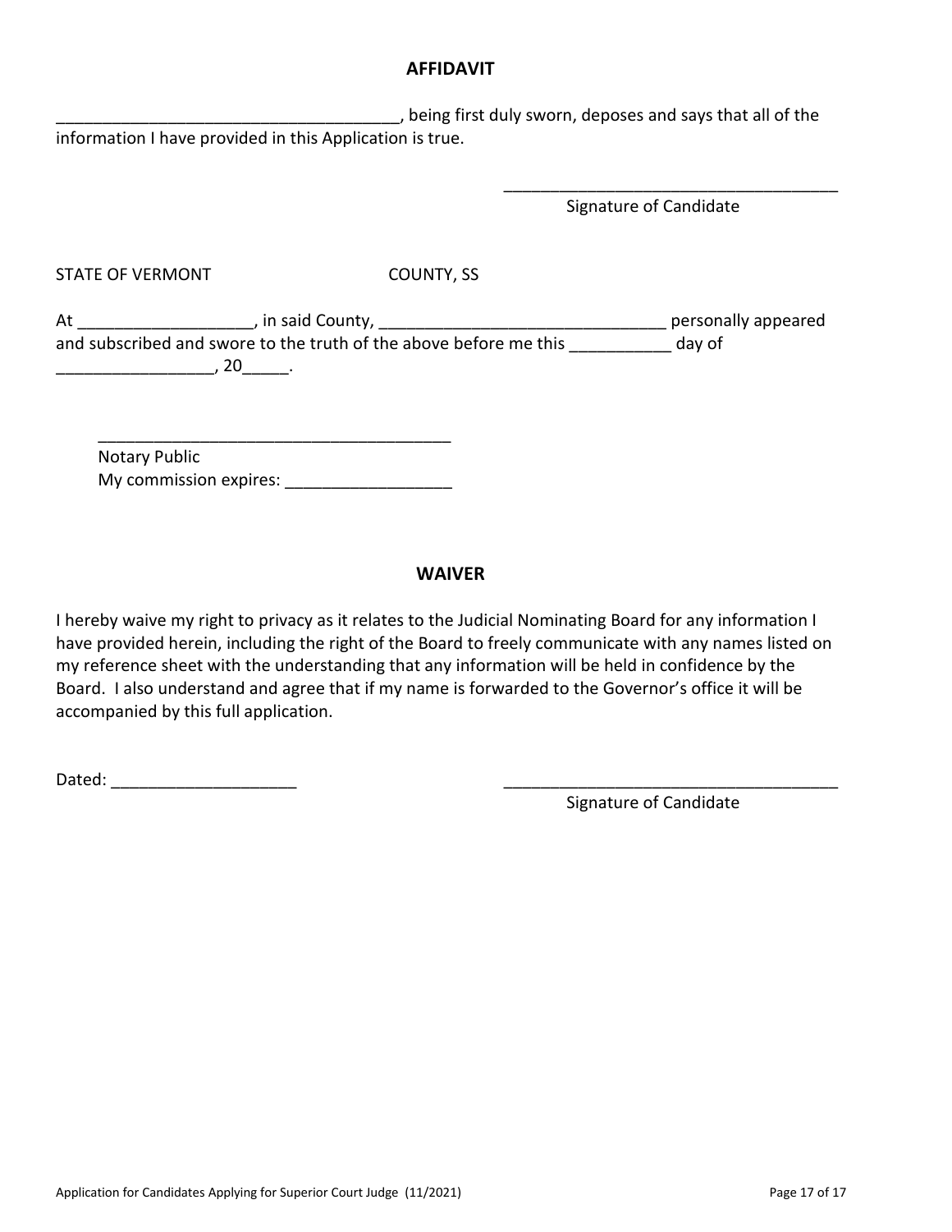## AFFIDAVIT

_____________________________________, being first duly sworn, deposes and says that all of the information I have provided in this Application is true.

_____________________________________
Signature of Candidate

STATE OF VERMONT                    COUNTY, SS

At __________________, in said County, ______________________________ personally appeared and subscribed and swore to the truth of the above before me this ___________ day of ________________, 20_____.

______________________________________
Notary Public
My commission expires: _________________

## WAIVER

I hereby waive my right to privacy as it relates to the Judicial Nominating Board for any information I have provided herein, including the right of the Board to freely communicate with any names listed on my reference sheet with the understanding that any information will be held in confidence by the Board. I also understand and agree that if my name is forwarded to the Governor's office it will be accompanied by this full application.

Dated: ____________________

_____________________________________
Signature of Candidate